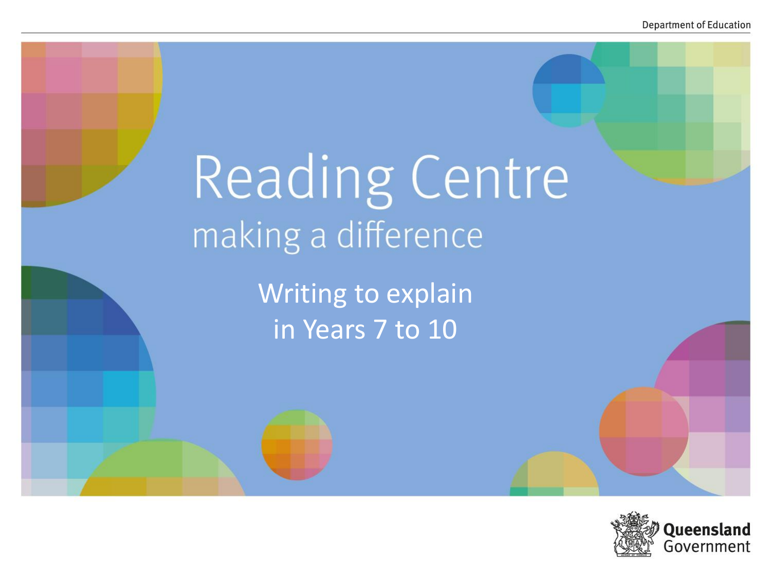Department of Education

# Reading Centre

making a difference

## Writing to explain in Years 7 to 10

Queensland Government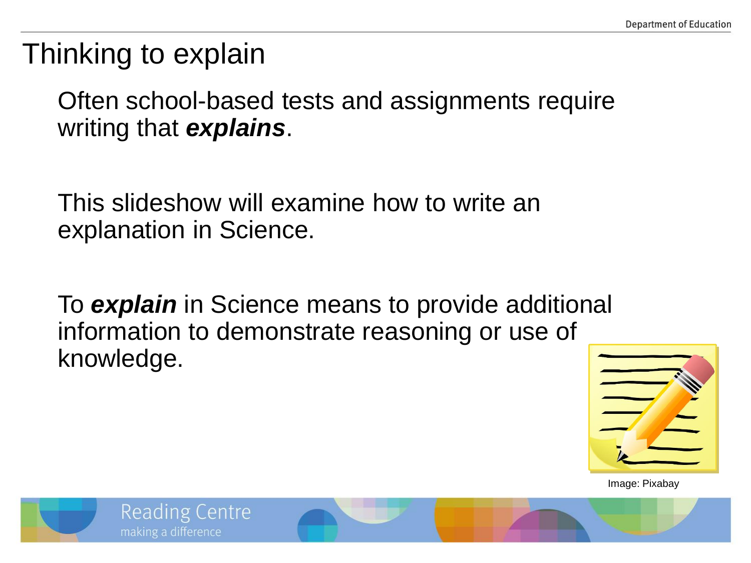# Thinking to explain

Often school-based tests and assignments require writing that ***explains***.

This slideshow will examine how to write an explanation in Science.

To ***explain*** in Science means to provide additional information to demonstrate reasoning or use of knowledge.

Image: Pixabay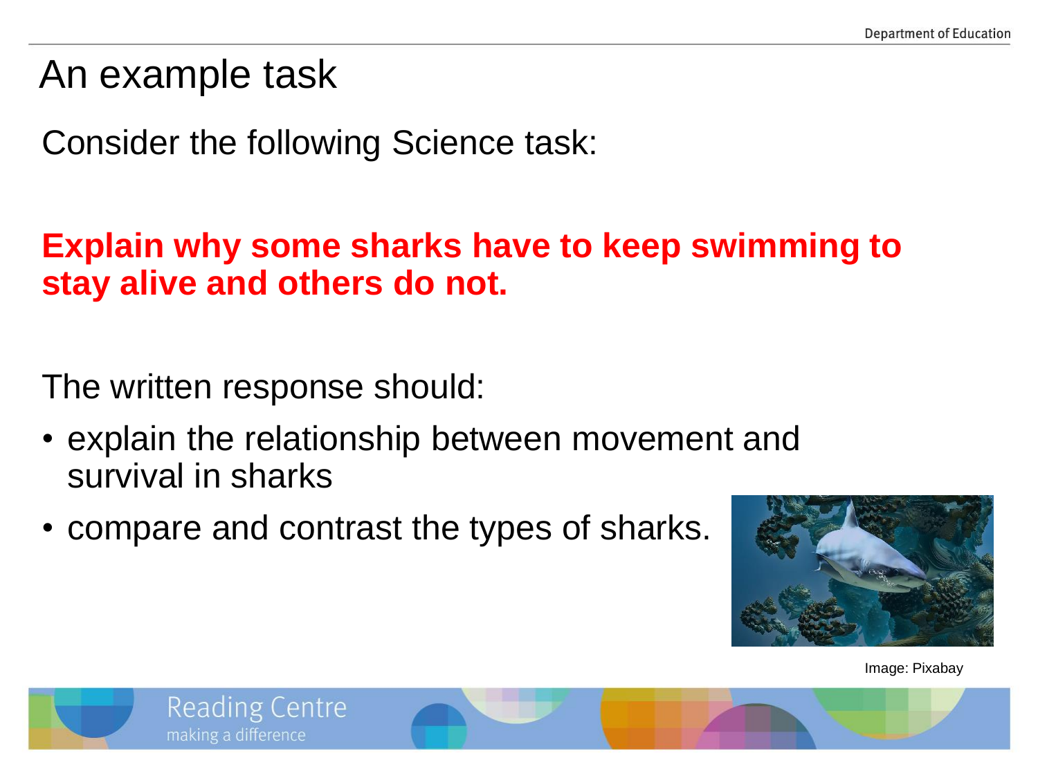# An example task

Consider the following Science task:

**Explain why some sharks have to keep swimming to stay alive and others do not.**

The written response should:

- explain the relationship between movement and survival in sharks
- compare and contrast the types of sharks.

Image: Pixabay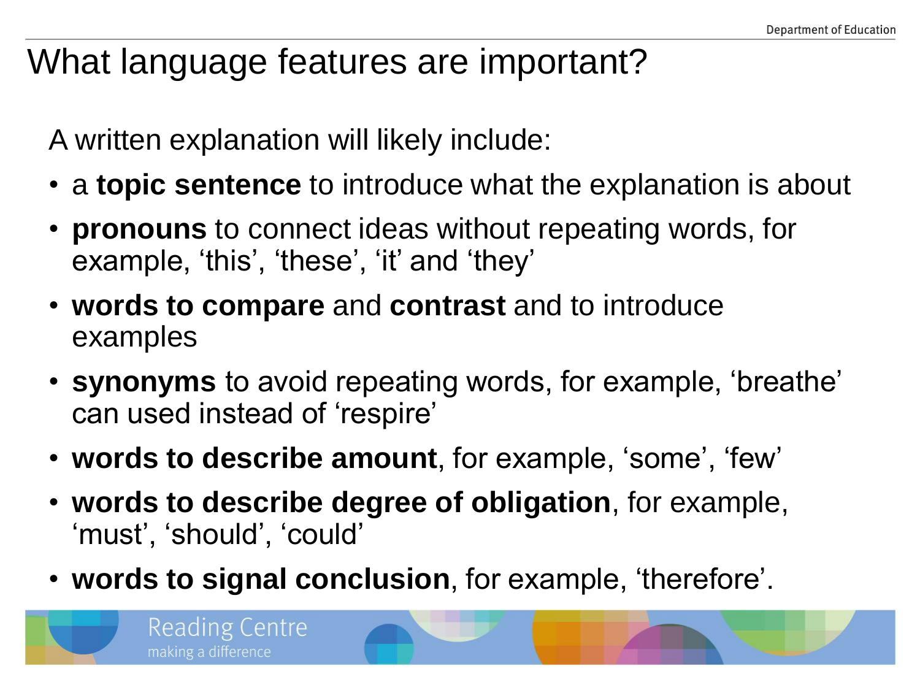# What language features are important?

A written explanation will likely include:

- a **topic sentence** to introduce what the explanation is about
- **pronouns** to connect ideas without repeating words, for example, 'this', 'these', 'it' and 'they'
- **words to compare** and **contrast** and to introduce examples
- **synonyms** to avoid repeating words, for example, 'breathe' can used instead of 'respire'
- **words to describe amount**, for example, 'some', 'few'
- **words to describe degree of obligation**, for example, 'must', 'should', 'could'
- **words to signal conclusion**, for example, 'therefore'.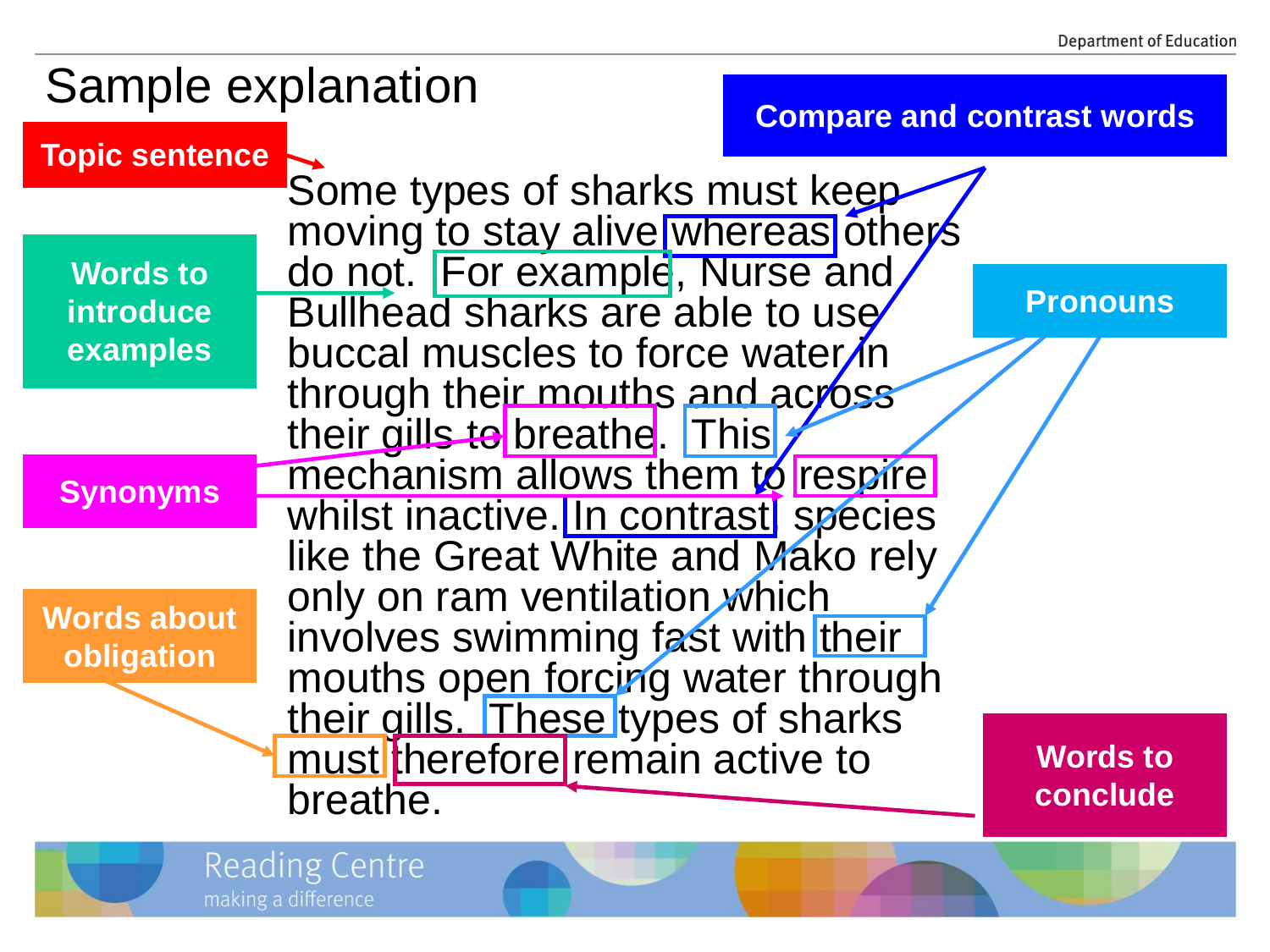# Sample explanation

**Topic sentence**

**Words to introduce examples**

**Synonyms**

**Words about obligation**

**Compare and contrast words**

**Pronouns**

**Words to conclude**

Some types of sharks must keep moving to stay alive whereas others do not. For example, Nurse and Bullhead sharks are able to use buccal muscles to force water in through their mouths and across their gills to breathe. This mechanism allows them to respire whilst inactive. In contrast species like the Great White and Mako rely only on ram ventilation which involves swimming fast with their mouths open forcing water through their gills. These types of sharks must therefore remain active to breathe.